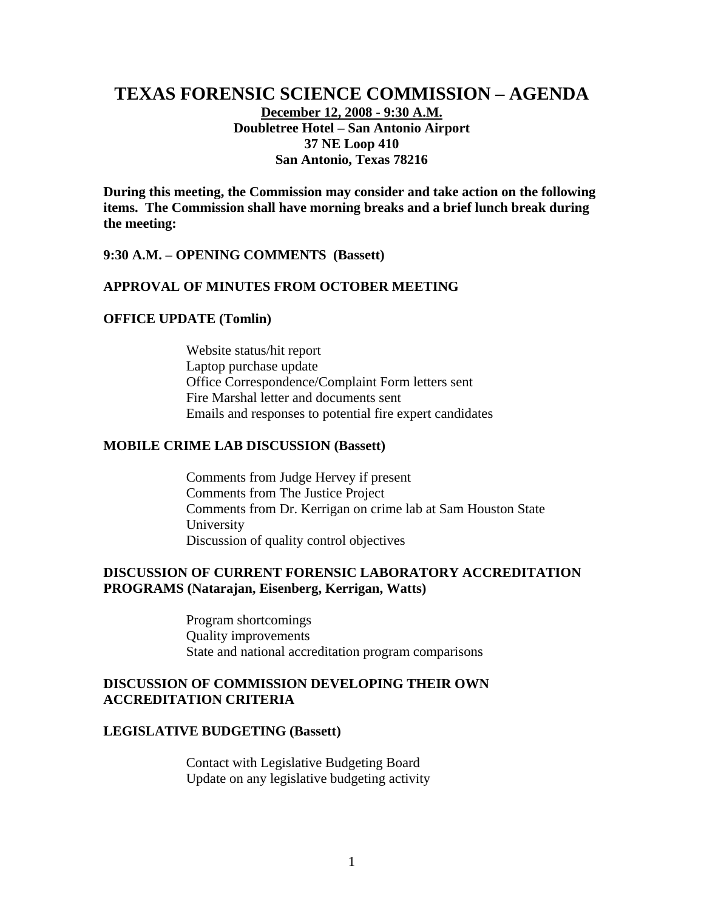# TEXAS FORENSIC SCIENCE COMMISSION – AGENDA

**December 12, 2008 - 9:30 A.M.**
**Doubletree Hotel – San Antonio Airport**
**37 NE Loop 410**
**San Antonio, Texas 78216**

**During this meeting, the Commission may consider and take action on the following items. The Commission shall have morning breaks and a brief lunch break during the meeting:**

**9:30 A.M. – OPENING COMMENTS (Bassett)**

**APPROVAL OF MINUTES FROM OCTOBER MEETING**

**OFFICE UPDATE (Tomlin)**

- Website status/hit report
- Laptop purchase update
- Office Correspondence/Complaint Form letters sent
- Fire Marshal letter and documents sent
- Emails and responses to potential fire expert candidates

**MOBILE CRIME LAB DISCUSSION (Bassett)**

- Comments from Judge Hervey if present
- Comments from The Justice Project
- Comments from Dr. Kerrigan on crime lab at Sam Houston State University
- Discussion of quality control objectives

**DISCUSSION OF CURRENT FORENSIC LABORATORY ACCREDITATION PROGRAMS (Natarajan, Eisenberg, Kerrigan, Watts)**

- Program shortcomings
- Quality improvements
- State and national accreditation program comparisons

**DISCUSSION OF COMMISSION DEVELOPING THEIR OWN ACCREDITATION CRITERIA**

**LEGISLATIVE BUDGETING (Bassett)**

- Contact with Legislative Budgeting Board
- Update on any legislative budgeting activity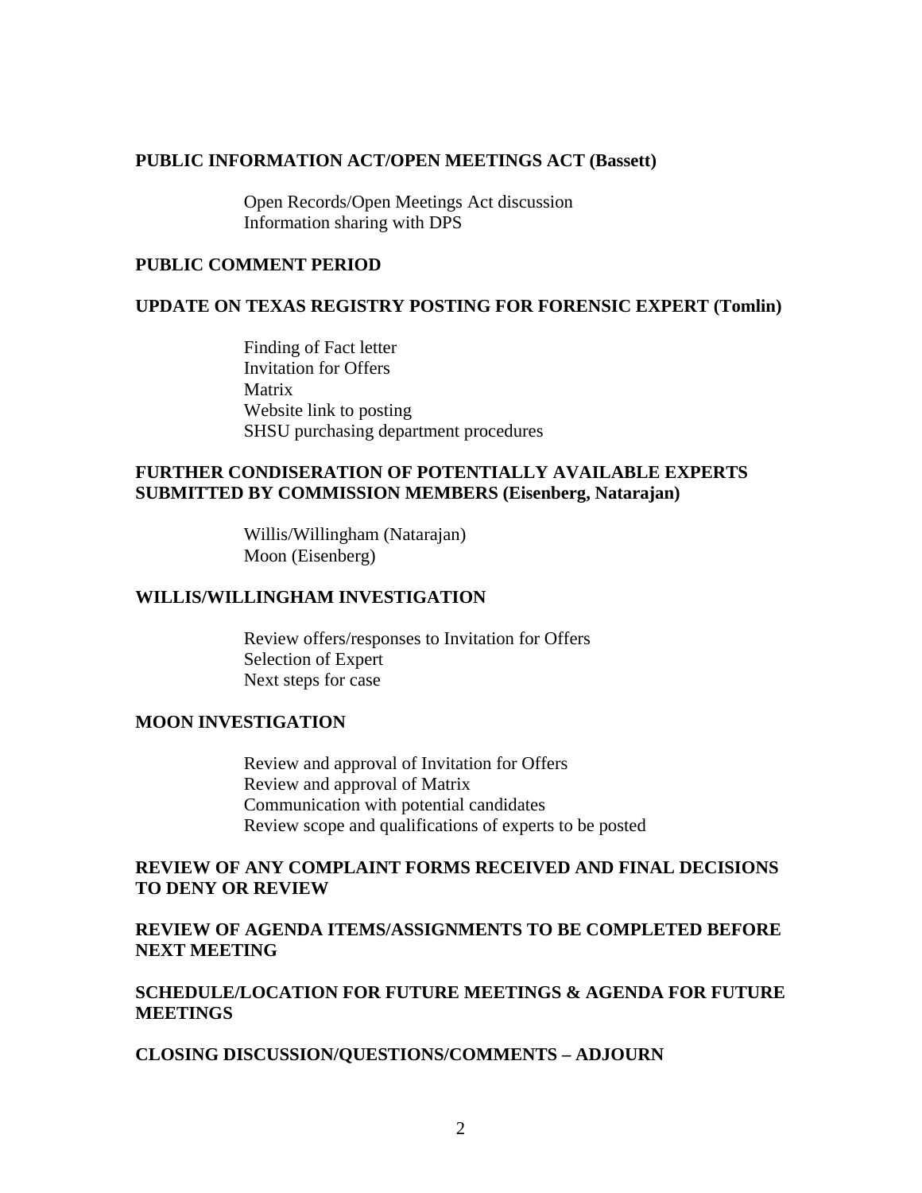**PUBLIC INFORMATION ACT/OPEN MEETINGS ACT (Bassett)**

Open Records/Open Meetings Act discussion
Information sharing with DPS

**PUBLIC COMMENT PERIOD**

**UPDATE ON TEXAS REGISTRY POSTING FOR FORENSIC EXPERT (Tomlin)**

Finding of Fact letter
Invitation for Offers
Matrix
Website link to posting
SHSU purchasing department procedures

**FURTHER CONDISERATION OF POTENTIALLY AVAILABLE EXPERTS SUBMITTED BY COMMISSION MEMBERS (Eisenberg, Natarajan)**

Willis/Willingham (Natarajan)
Moon (Eisenberg)

**WILLIS/WILLINGHAM INVESTIGATION**

Review offers/responses to Invitation for Offers
Selection of Expert
Next steps for case

**MOON INVESTIGATION**

Review and approval of Invitation for Offers
Review and approval of Matrix
Communication with potential candidates
Review scope and qualifications of experts to be posted

**REVIEW OF ANY COMPLAINT FORMS RECEIVED AND FINAL DECISIONS TO DENY OR REVIEW**

**REVIEW OF AGENDA ITEMS/ASSIGNMENTS TO BE COMPLETED BEFORE NEXT MEETING**

**SCHEDULE/LOCATION FOR FUTURE MEETINGS & AGENDA FOR FUTURE MEETINGS**

**CLOSING DISCUSSION/QUESTIONS/COMMENTS – ADJOURN**